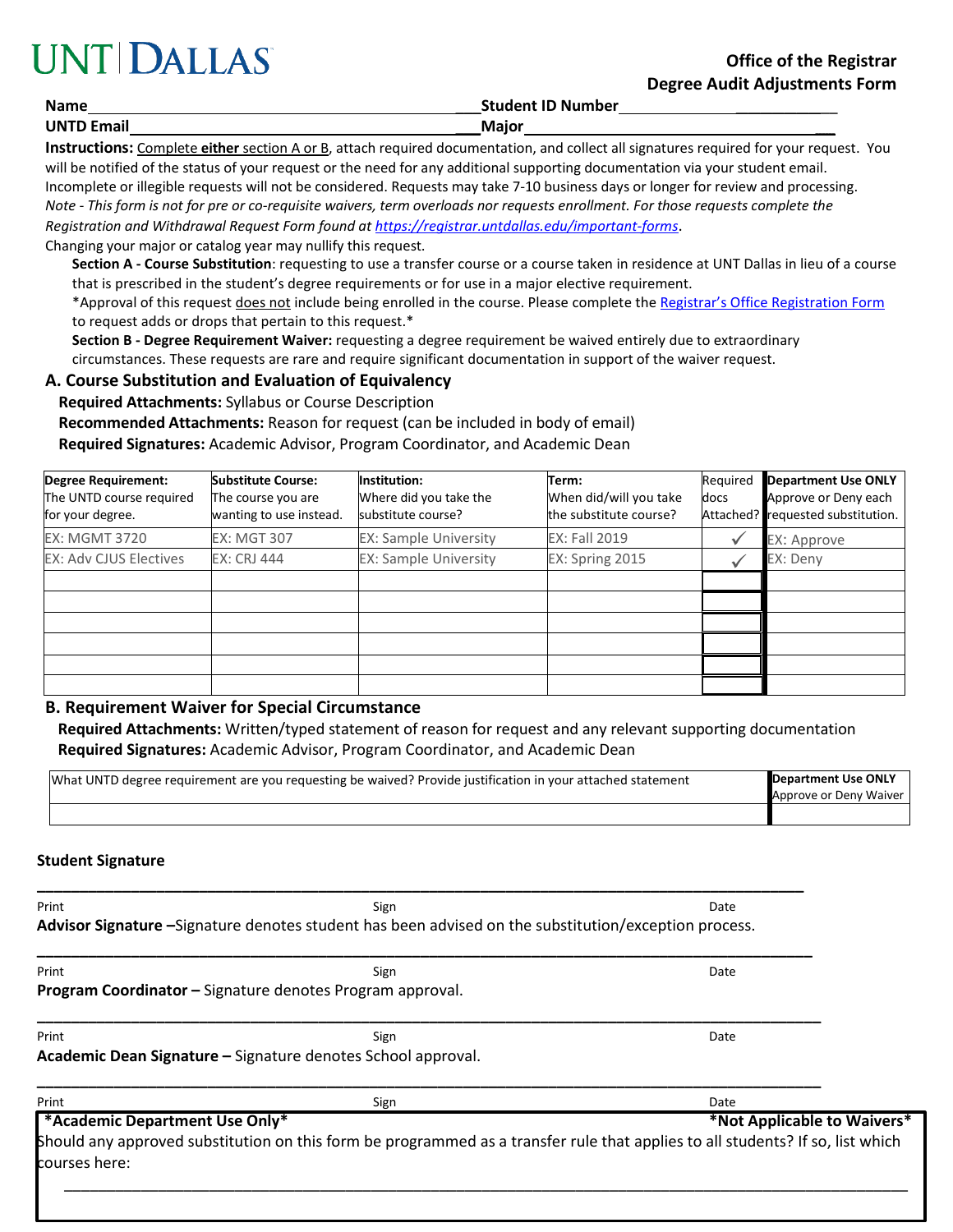UNT | DALLAS

**Office of the Registrar**
**Degree Audit Adjustments Form**

**Name**\_\_\_\_\_\_\_\_\_\_\_\_\_\_\_\_\_\_\_\_\_\_\_\_\_\_\_\_\_\_\_\_\_\_\_\_\_\_\_\_ **Student ID Number**\_\_\_\_\_\_\_\_\_\_\_\_\_\_\_\_\_\_\_\_\_\_\_\_

**UNTD Email**\_\_\_\_\_\_\_\_\_\_\_\_\_\_\_\_\_\_\_\_\_\_\_\_\_\_\_\_\_\_\_\_\_\_\_\_\_\_ **Major**\_\_\_\_\_\_\_\_\_\_\_\_\_\_\_\_\_\_\_\_\_\_\_\_\_\_\_\_\_\_\_\_

**Instructions:** Complete either section A or B, attach required documentation, and collect all signatures required for your request. You will be notified of the status of your request or the need for any additional supporting documentation via your student email. Incomplete or illegible requests will not be considered. Requests may take 7-10 business days or longer for review and processing.
*Note - This form is not for pre or co-requisite waivers, term overloads nor requests enrollment. For those requests complete the Registration and Withdrawal Request Form found at https://registrar.untdallas.edu/important-forms.*
Changing your major or catalog year may nullify this request.

**Section A - Course Substitution**: requesting to use a transfer course or a course taken in residence at UNT Dallas in lieu of a course that is prescribed in the student's degree requirements or for use in a major elective requirement.
*Approval of this request does not include being enrolled in the course. Please complete the Registrar's Office Registration Form to request adds or drops that pertain to this request.*

**Section B - Degree Requirement Waiver:** requesting a degree requirement be waived entirely due to extraordinary circumstances. These requests are rare and require significant documentation in support of the waiver request.

## A. Course Substitution and Evaluation of Equivalency

**Required Attachments:** Syllabus or Course Description
**Recommended Attachments:** Reason for request (can be included in body of email)
**Required Signatures:** Academic Advisor, Program Coordinator, and Academic Dean

| **Degree Requirement:** The UNTD course required for your degree. | **Substitute Course:** The course you are wanting to use instead. | **Institution:** Where did you take the substitute course? | **Term:** When did/will you take the substitute course? | Required docs Attached? | **Department Use ONLY** Approve or Deny each requested substitution. |
|---|---|---|---|---|---|
| EX: MGMT 3720 | EX: MGT 307 | EX: Sample University | EX: Fall 2019 | ✓ | EX: Approve |
| EX: Adv CJUS Electives | EX: CRJ 444 | EX: Sample University | EX: Spring 2015 | ✓ | EX: Deny |
| | | | | | |
| | | | | | |
| | | | | | |
| | | | | | |
| | | | | | |
| | | | | | |

## B. Requirement Waiver for Special Circumstance

**Required Attachments:** Written/typed statement of reason for request and any relevant supporting documentation
**Required Signatures:** Academic Advisor, Program Coordinator, and Academic Dean

| What UNTD degree requirement are you requesting be waived? Provide justification in your attached statement | **Department Use ONLY** Approve or Deny Waiver |
|---|---|
| | |

**Student Signature**

\_\_\_\_\_\_\_\_\_\_\_\_\_\_\_\_\_\_\_\_\_\_\_\_\_\_\_\_\_\_\_\_\_\_\_\_\_\_\_\_\_\_\_\_\_\_\_\_\_\_\_\_\_\_\_\_\_\_\_\_\_\_\_\_\_\_\_\_\_\_\_\_\_\_
Print Sign Date

**Advisor Signature –**Signature denotes student has been advised on the substitution/exception process.

\_\_\_\_\_\_\_\_\_\_\_\_\_\_\_\_\_\_\_\_\_\_\_\_\_\_\_\_\_\_\_\_\_\_\_\_\_\_\_\_\_\_\_\_\_\_\_\_\_\_\_\_\_\_\_\_\_\_\_\_\_\_\_\_\_\_\_\_\_\_\_\_\_\_
Print Sign Date

**Program Coordinator –** Signature denotes Program approval.

\_\_\_\_\_\_\_\_\_\_\_\_\_\_\_\_\_\_\_\_\_\_\_\_\_\_\_\_\_\_\_\_\_\_\_\_\_\_\_\_\_\_\_\_\_\_\_\_\_\_\_\_\_\_\_\_\_\_\_\_\_\_\_\_\_\_\_\_\_\_\_\_\_\_
Print Sign Date

**Academic Dean Signature –** Signature denotes School approval.

\_\_\_\_\_\_\_\_\_\_\_\_\_\_\_\_\_\_\_\_\_\_\_\_\_\_\_\_\_\_\_\_\_\_\_\_\_\_\_\_\_\_\_\_\_\_\_\_\_\_\_\_\_\_\_\_\_\_\_\_\_\_\_\_\_\_\_\_\_\_\_\_\_\_
Print Sign Date

**\*Academic Department Use Only\*** **\*Not Applicable to Waivers\***

Should any approved substitution on this form be programmed as a transfer rule that applies to all students? If so, list which courses here:

\_\_\_\_\_\_\_\_\_\_\_\_\_\_\_\_\_\_\_\_\_\_\_\_\_\_\_\_\_\_\_\_\_\_\_\_\_\_\_\_\_\_\_\_\_\_\_\_\_\_\_\_\_\_\_\_\_\_\_\_\_\_\_\_\_\_\_\_\_\_\_\_\_\_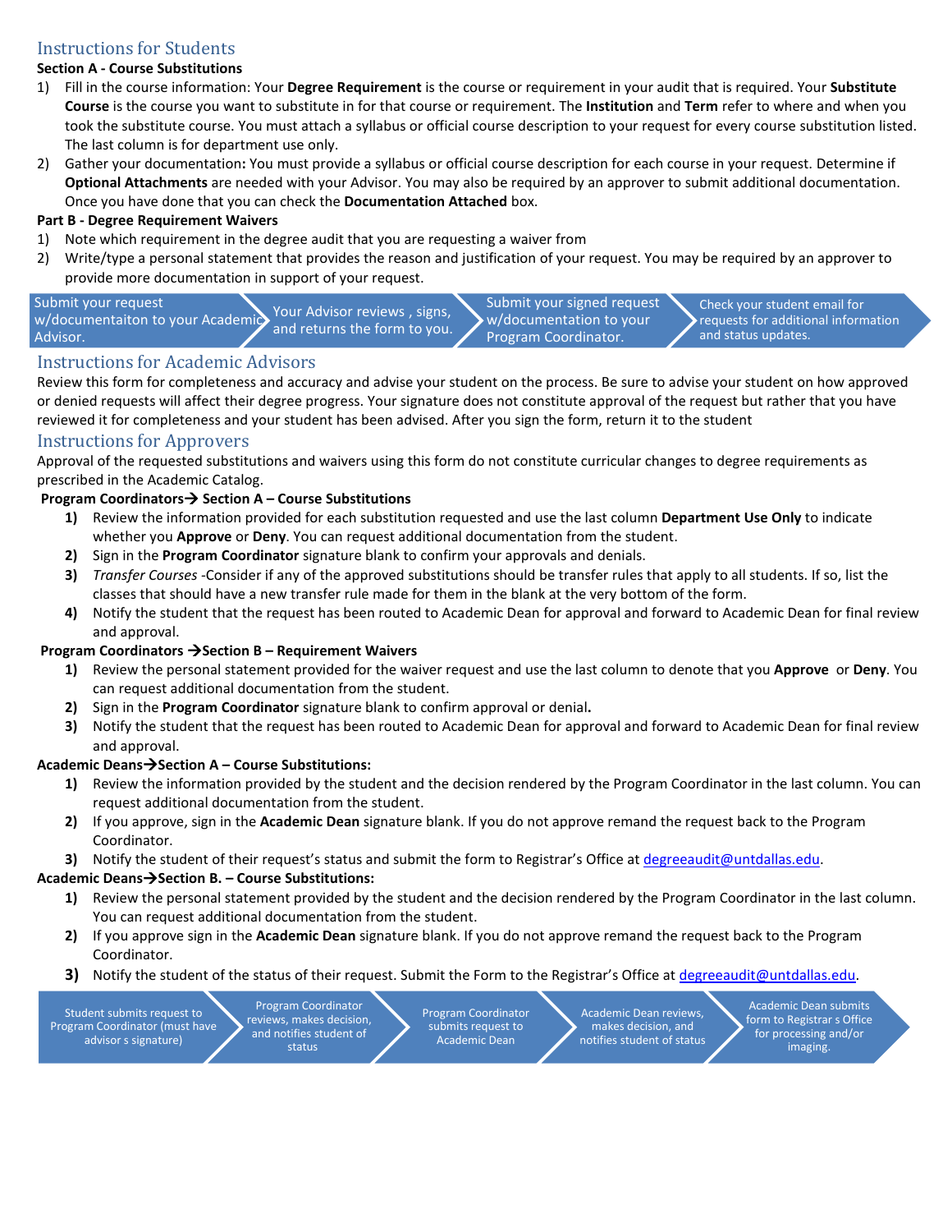## Instructions for Students

**Section A - Course Substitutions**

1) Fill in the course information: Your **Degree Requirement** is the course or requirement in your audit that is required. Your **Substitute Course** is the course you want to substitute in for that course or requirement. The **Institution** and **Term** refer to where and when you took the substitute course. You must attach a syllabus or official course description to your request for every course substitution listed. The last column is for department use only.
2) Gather your documentation**:** You must provide a syllabus or official course description for each course in your request. Determine if **Optional Attachments** are needed with your Advisor. You may also be required by an approver to submit additional documentation. Once you have done that you can check the **Documentation Attached** box.

**Part B - Degree Requirement Waivers**

1) Note which requirement in the degree audit that you are requesting a waiver from
2) Write/type a personal statement that provides the reason and justification of your request. You may be required by an approver to provide more documentation in support of your request.

Submit your request w/documentaiton to your Academic Advisor. → Your Advisor reviews , signs, and returns the form to you. → Submit your signed request w/documentation to your Program Coordinator. → Check your student email for requests for additional information and status updates.

## Instructions for Academic Advisors

Review this form for completeness and accuracy and advise your student on the process. Be sure to advise your student on how approved or denied requests will affect their degree progress. Your signature does not constitute approval of the request but rather that you have reviewed it for completeness and your student has been advised. After you sign the form, return it to the student

## Instructions for Approvers

Approval of the requested substitutions and waivers using this form do not constitute curricular changes to degree requirements as prescribed in the Academic Catalog.

**Program Coordinators→ Section A – Course Substitutions**

1) Review the information provided for each substitution requested and use the last column **Department Use Only** to indicate whether you **Approve** or **Deny**. You can request additional documentation from the student.
2) Sign in the **Program Coordinator** signature blank to confirm your approvals and denials.
3) *Transfer Courses* -Consider if any of the approved substitutions should be transfer rules that apply to all students. If so, list the classes that should have a new transfer rule made for them in the blank at the very bottom of the form.
4) Notify the student that the request has been routed to Academic Dean for approval and forward to Academic Dean for final review and approval.

**Program Coordinators →Section B – Requirement Waivers**

1) Review the personal statement provided for the waiver request and use the last column to denote that you **Approve** or **Deny**. You can request additional documentation from the student.
2) Sign in the **Program Coordinator** signature blank to confirm approval or denial**.**
3) Notify the student that the request has been routed to Academic Dean for approval and forward to Academic Dean for final review and approval.

**Academic Deans→Section A – Course Substitutions:**

1) Review the information provided by the student and the decision rendered by the Program Coordinator in the last column. You can request additional documentation from the student.
2) If you approve, sign in the **Academic Dean** signature blank. If you do not approve remand the request back to the Program Coordinator.
3) Notify the student of their request's status and submit the form to Registrar's Office at degreeaudit@untdallas.edu.

**Academic Deans→Section B. – Course Substitutions:**

1) Review the personal statement provided by the student and the decision rendered by the Program Coordinator in the last column. You can request additional documentation from the student.
2) If you approve sign in the **Academic Dean** signature blank. If you do not approve remand the request back to the Program Coordinator.
3) Notify the student of the status of their request. Submit the Form to the Registrar's Office at degreeaudit@untdallas.edu.

Student submits request to Program Coordinator (must have advisor s signature) → Program Coordinator reviews, makes decision, and notifies student of status → Program Coordinator submits request to Academic Dean → Academic Dean reviews, makes decision, and notifies student of status → Academic Dean submits form to Registrar s Office for processing and/or imaging.